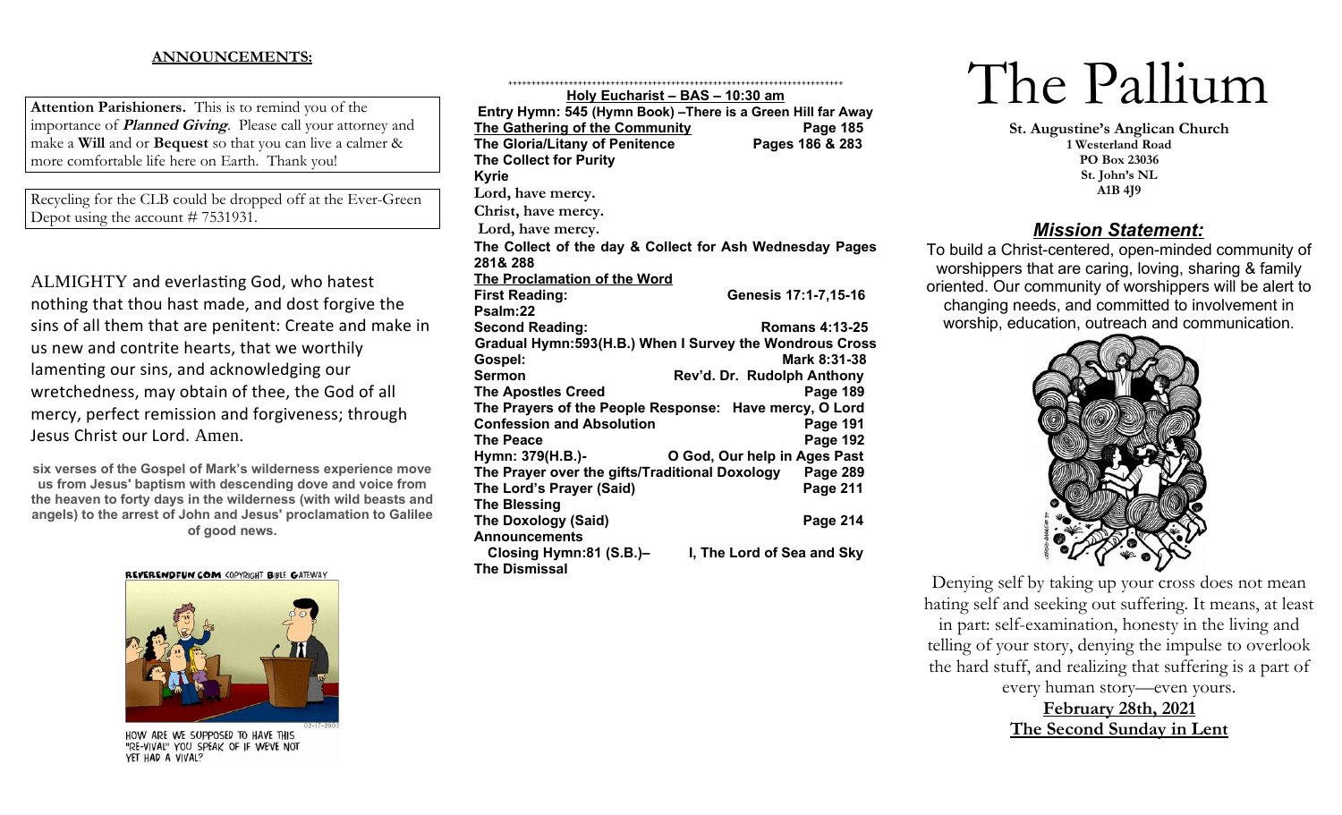**ANNOUNCEMENTS:**

**Attention Parishioners.** This is to remind you of the importance of ***Planned Giving***. Please call your attorney and make a **Will** and or **Bequest** so that you can live a calmer & more comfortable life here on Earth. Thank you!

Recycling for the CLB could be dropped off at the Ever-Green Depot using the account # 7531931.

ALMIGHTY and everlasting God, who hatest nothing that thou hast made, and dost forgive the sins of all them that are penitent: Create and make in us new and contrite hearts, that we worthily lamenting our sins, and acknowledging our wretchedness, may obtain of thee, the God of all mercy, perfect remission and forgiveness; through Jesus Christ our Lord. Amen.

**six verses of the Gospel of Mark's wilderness experience move us from Jesus' baptism with descending dove and voice from the heaven to forty days in the wilderness (with wild beasts and angels) to the arrest of John and Jesus' proclamation to Galilee of good news.**

REVERENDFUN.COM COPYRIGHT BIBLE GATEWAY

HOW ARE WE SUPPOSED TO HAVE THIS "RE-VIVAL" YOU SPEAK OF IF WE'VE NOT YET HAD A VIVAL?

++++++++++++++++++++++++++++++++++++++++++++++++++++++++++++++++++++++++

**Holy Eucharist – BAS – 10:30 am**

**Entry Hymn: 545 (Hymn Book) –There is a Green Hill far Away**

**The Gathering of the Community** — **Page 185**

**The Gloria/Litany of Penitence** — **Pages 186 & 283**

**The Collect for Purity**

**Kyrie**

**Lord, have mercy.**

**Christ, have mercy.**

**Lord, have mercy.**

**The Collect of the day & Collect for Ash Wednesday Pages 281& 288**

**The Proclamation of the Word**

**First Reading:** — **Genesis 17:1-7,15-16**

**Psalm:22**

**Second Reading:** — **Romans 4:13-25**

**Gradual Hymn:593(H.B.) When I Survey the Wondrous Cross**

**Gospel:** — **Mark 8:31-38**

**Sermon** — **Rev'd. Dr. Rudolph Anthony**

**The Apostles Creed** — **Page 189**

**The Prayers of the People Response: Have mercy, O Lord**

**Confession and Absolution** — **Page 191**

**The Peace** — **Page 192**

**Hymn: 379(H.B.)-** — **O God, Our help in Ages Past**

**The Prayer over the gifts/Traditional Doxology** — **Page 289**

**The Lord's Prayer (Said)** — **Page 211**

**The Blessing**

**The Doxology (Said)** — **Page 214**

**Announcements**

**Closing Hymn:81 (S.B.)–** — **I, The Lord of Sea and Sky**

**The Dismissal**

# The Pallium

**St. Augustine's Anglican Church**
**1 Westerland Road**
**PO Box 23036**
**St. John's NL**
**A1B 4J9**

## *Mission Statement:*

To build a Christ-centered, open-minded community of worshippers that are caring, loving, sharing & family oriented. Our community of worshippers will be alert to changing needs, and committed to involvement in worship, education, outreach and communication.

Denying self by taking up your cross does not mean hating self and seeking out suffering. It means, at least in part: self-examination, honesty in the living and telling of your story, denying the impulse to overlook the hard stuff, and realizing that suffering is a part of every human story—even yours.

**February 28th, 2021**

**The Second Sunday in Lent**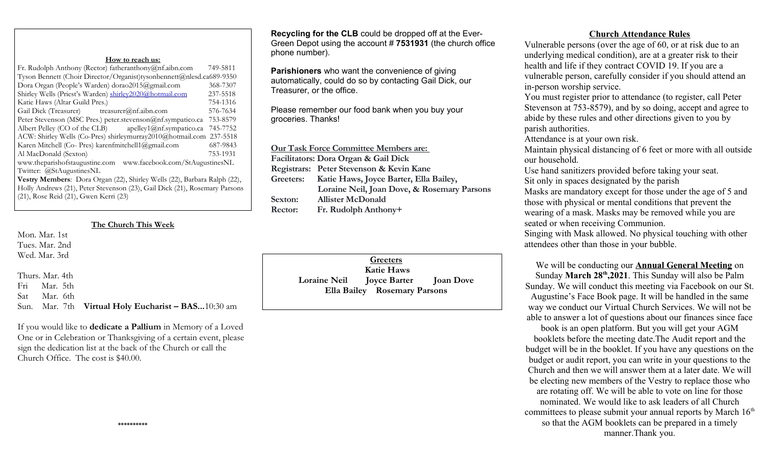### How to reach us:

Fr. Rudolph Anthony (Rector) fatheranthony@nf.aibn.com 749-5811
Tyson Bennett (Choir Director/Organist)tysonbennett@nlesd.ca689-9350
Dora Organ (People's Warden) dorao2015@gmail.com 368-7307
Shirley Wells (Priest's Warden) shirley2020@hotmail.com 237-5518
Katie Haws (Altar Guild Pres.) 754-1316
Gail Dick (Treasurer) treasurer@nf.aibn.com 576-7634
Peter Stevenson (MSC Pres.) peter.stevenson@nf.sympatico.ca 753-8579
Albert Pelley (CO of the CLB) apelley1@nf.sympatico.ca 745-7752
ACW: Shirley Wells (Co-Pres) shirleymurray2010@hotmail.com 237-5518
Karen Mitchell (Co- Pres) karenfmitchell1@gmail.com 687-9843
Al MacDonald (Sexton) 753-1931
www.theparishofstaugustine.com www.facebook.com/StAugustinesNL
Twitter: @StAugustinesNL

**Vestry Members**: Dora Organ (22), Shirley Wells (22), Barbara Ralph (22), Holly Andrews (21), Peter Stevenson (23), Gail Dick (21), Rosemary Parsons (21), Rose Reid (21), Gwen Kerri (23)

### The Church This Week

Mon. Mar. 1st
Tues. Mar. 2nd
Wed. Mar. 3rd

Thurs. Mar. 4th
Fri Mar. 5th
Sat Mar. 6th
Sun. Mar. 7th **Virtual Holy Eucharist – BAS...**10:30 am

If you would like to **dedicate a Pallium** in Memory of a Loved One or in Celebration or Thanksgiving of a certain event, please sign the dedication list at the back of the Church or call the Church Office. The cost is $40.00.

*********

**Recycling for the CLB** could be dropped off at the Ever-Green Depot using the account # **7531931** (the church office phone number).

**Parishioners** who want the convenience of giving automatically, could do so by contacting Gail Dick, our Treasurer, or the office.

Please remember our food bank when you buy your groceries. Thanks!

**Our Task Force Committee Members are:**

**Facilitators: Dora Organ & Gail Dick**
**Registrars: Peter Stevenson & Kevin Kane**
**Greeters: Katie Haws, Joyce Barter, Ella Bailey, Loraine Neil, Joan Dove, & Rosemary Parsons**
**Sexton: Allister McDonald**
**Rector: Fr. Rudolph Anthony+**

**Greeters**

**Katie Haws**
**Loraine Neil Joyce Barter Joan Dove**
**Ella Bailey Rosemary Parsons**

### Church Attendance Rules

Vulnerable persons (over the age of 60, or at risk due to an underlying medical condition), are at a greater risk to their health and life if they contract COVID 19. If you are a vulnerable person, carefully consider if you should attend an in-person worship service.

You must register prior to attendance (to register, call Peter Stevenson at 753-8579), and by so doing, accept and agree to abide by these rules and other directions given to you by parish authorities.

Attendance is at your own risk.

Maintain physical distancing of 6 feet or more with all outside our household.

Use hand sanitizers provided before taking your seat.

Sit only in spaces designated by the parish

Masks are mandatory except for those under the age of 5 and those with physical or mental conditions that prevent the wearing of a mask. Masks may be removed while you are seated or when receiving Communion.

Singing with Mask allowed. No physical touching with other attendees other than those in your bubble.

We will be conducting our **Annual General Meeting** on Sunday **March 28th,2021**. This Sunday will also be Palm Sunday. We will conduct this meeting via Facebook on our St. Augustine's Face Book page. It will be handled in the same way we conduct our Virtual Church Services. We will not be able to answer a lot of questions about our finances since face book is an open platform. But you will get your AGM booklets before the meeting date.The Audit report and the budget will be in the booklet. If you have any questions on the budget or audit report, you can write in your questions to the Church and then we will answer them at a later date. We will be electing new members of the Vestry to replace those who are rotating off. We will be able to vote on line for those nominated. We would like to ask leaders of all Church committees to please submit your annual reports by March 16th so that the AGM booklets can be prepared in a timely manner.Thank you.